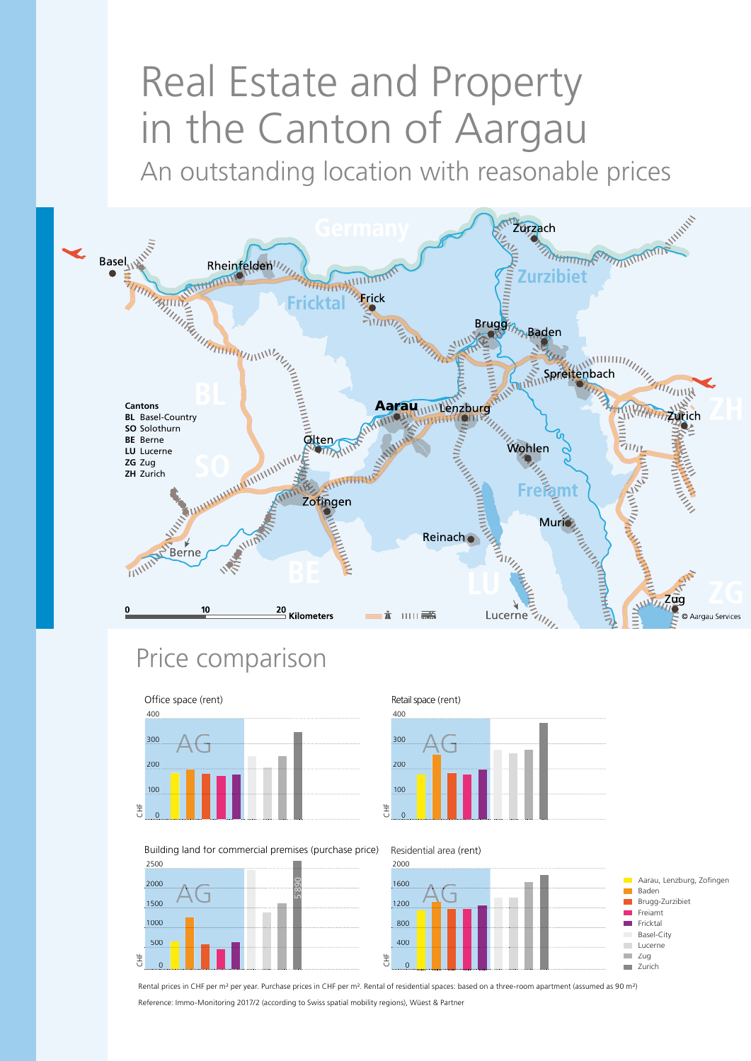# Real Estate and Property in the Canton of Aargau

## An outstanding location with reasonable prices

Germany

Basel, Rheinfelden, Frick, Fricktal, Zurzach, Zurzibiet, Brugg, Baden, Spreitenbach, Zurich, Aarau, Lenzburg, Olten, Wohlen, Freiamt, Zofingen, Muri, Reinach, Berne, Lucerne, Zug

BL, SO, BE, LU, ZG, ZH

**Cantons**
**BL** Basel-Country
**SO** Solothurn
**BE** Berne
**LU** Lucerne
**ZG** Zug
**ZH** Zurich

0 10 20 Kilometers

© Aargau Services

## Price comparison

Office space (rent)

Retail space (rent)

Building land for commercial premises (purchase price)

Residential area (rent)

- Aarau, Lenzburg, Zofingen
- Baden
- Brugg-Zurzibiet
- Freiamt
- Fricktal
- Basel-City
- Lucerne
- Zug
- Zurich

Rental prices in CHF per m² per year. Purchase prices in CHF per m². Rental of residential spaces: based on a three-room apartment (assumed as 90 m²)

Reference: Immo-Monitoring 2017/2 (according to Swiss spatial mobility regions), Wüest & Partner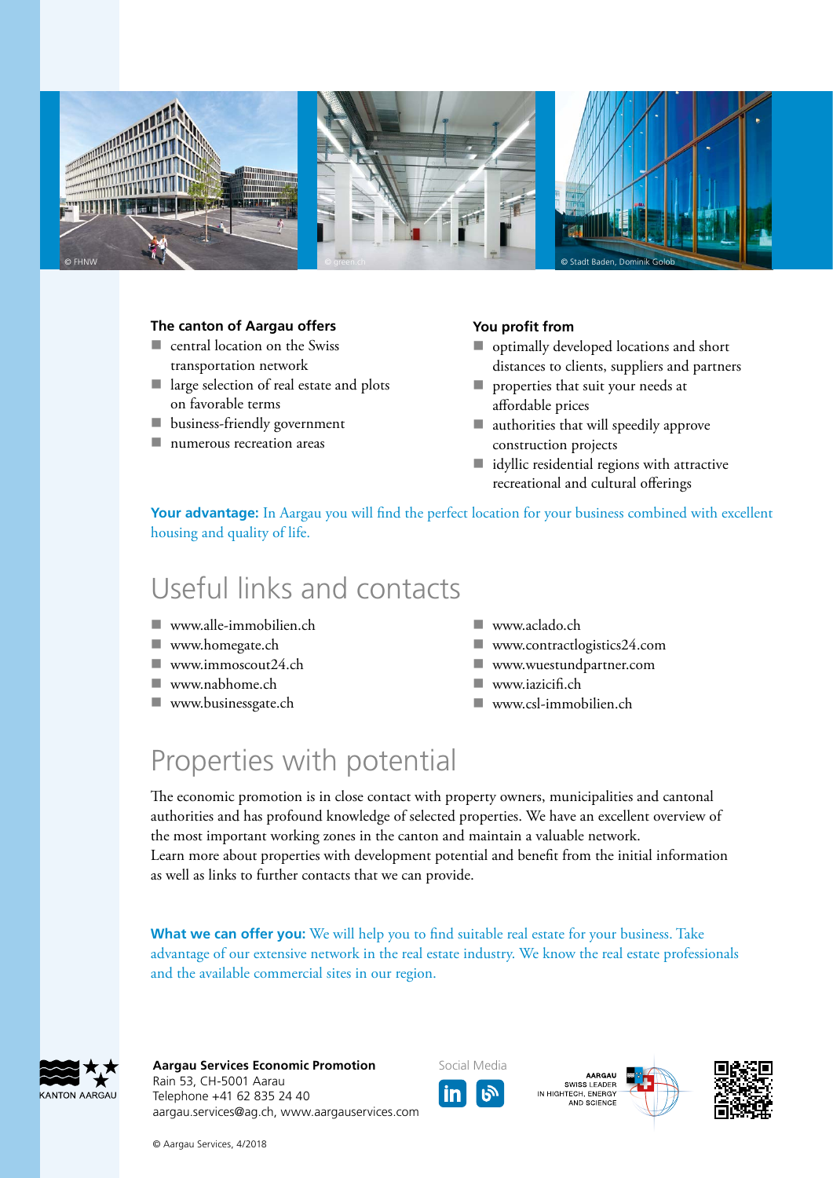© FHNW

© green.ch

© Stadt Baden, Dominik Golob

### The canton of Aargau offers

- central location on the Swiss transportation network
- large selection of real estate and plots on favorable terms
- business-friendly government
- numerous recreation areas

### You profit from

- optimally developed locations and short distances to clients, suppliers and partners
- properties that suit your needs at affordable prices
- authorities that will speedily approve construction projects
- idyllic residential regions with attractive recreational and cultural offerings

**Your advantage:** In Aargau you will find the perfect location for your business combined with excellent housing and quality of life.

## Useful links and contacts

- www.alle-immobilien.ch
- www.homegate.ch
- www.immoscout24.ch
- www.nabhome.ch
- www.businessgate.ch
- www.aclado.ch
- www.contractlogistics24.com
- www.wuestundpartner.com
- www.iazicifi.ch
- www.csl-immobilien.ch

## Properties with potential

The economic promotion is in close contact with property owners, municipalities and cantonal authorities and has profound knowledge of selected properties. We have an excellent overview of the most important working zones in the canton and maintain a valuable network.
Learn more about properties with development potential and benefit from the initial information as well as links to further contacts that we can provide.

**What we can offer you:** We will help you to find suitable real estate for your business. Take advantage of our extensive network in the real estate industry. We know the real estate professionals and the available commercial sites in our region.

KANTON AARGAU

**Aargau Services Economic Promotion**
Rain 53, CH-5001 Aarau
Telephone +41 62 835 24 40
aargau.services@ag.ch, www.aargauservices.com

Social Media

AARGAU SWISS LEADER IN HIGHTECH, ENERGY AND SCIENCE

© Aargau Services, 4/2018